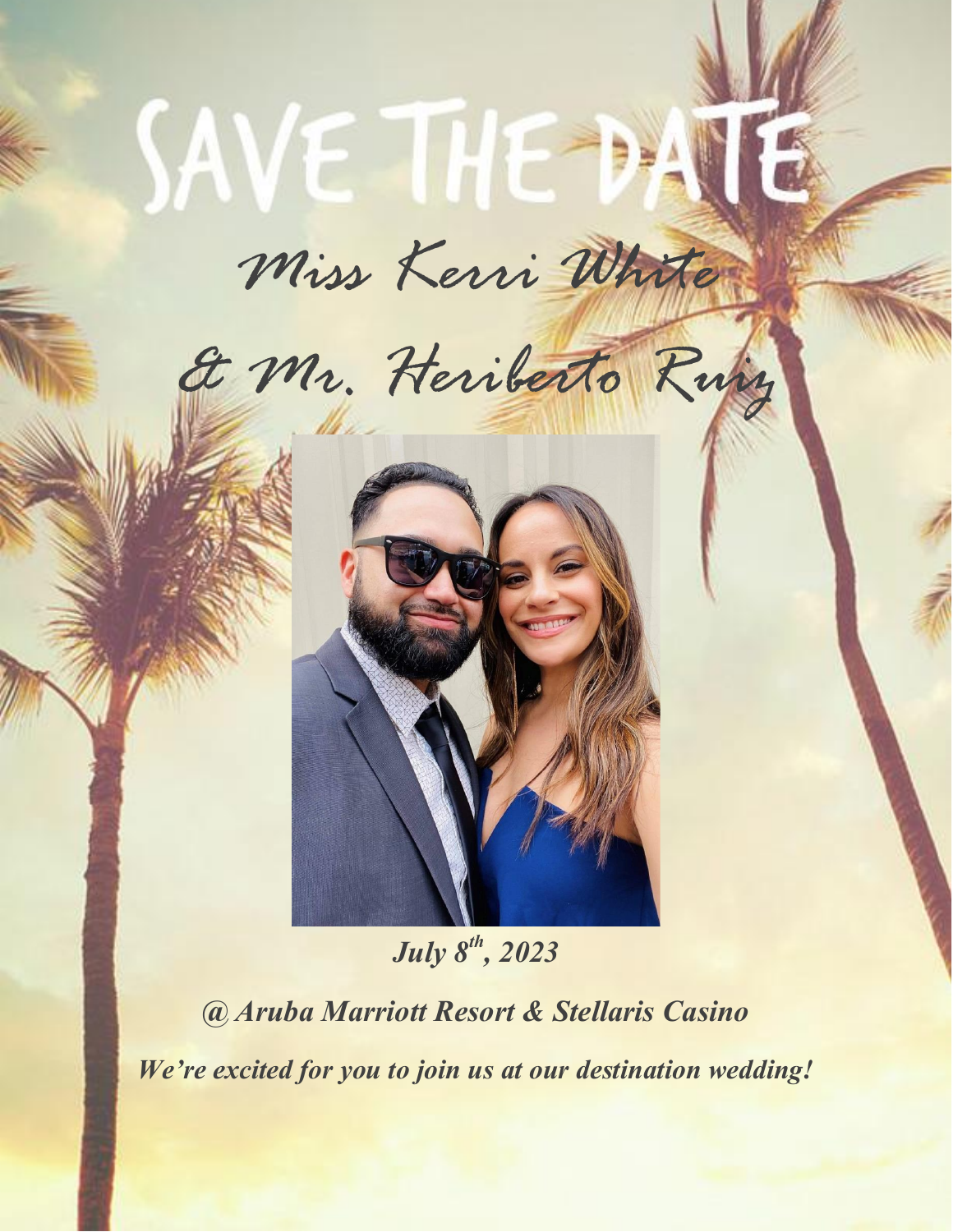# SAVE THE DATE

*Miss Kerri White*

*& Mr. Heriberto Ruiz*

***July 8th, 2023***

***@ Aruba Marriott Resort & Stellaris Casino***

***We're excited for you to join us at our destination wedding!***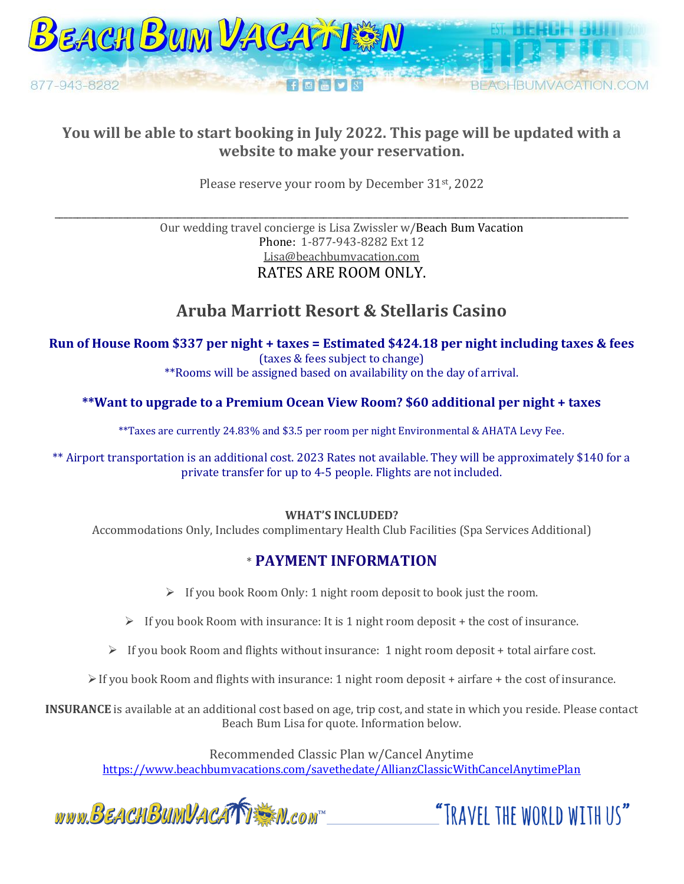**You will be able to start booking in July 2022. This page will be updated with a website to make your reservation.**

Please reserve your room by December 31st, 2022

---

Our wedding travel concierge is Lisa Zwissler w/Beach Bum Vacation
Phone: 1-877-943-8282 Ext 12
Lisa@beachbumvacation.com
RATES ARE ROOM ONLY.

## Aruba Marriott Resort & Stellaris Casino

**Run of House Room $337 per night + taxes = Estimated $424.18 per night including taxes & fees**
(taxes & fees subject to change)
**Rooms will be assigned based on availability on the day of arrival.

**Want to upgrade to a Premium Ocean View Room? $60 additional per night + taxes**

**Taxes are currently 24.83% and $3.5 per room per night Environmental & AHATA Levy Fee.

** Airport transportation is an additional cost. 2023 Rates not available. They will be approximately $140 for a private transfer for up to 4-5 people. Flights are not included.

**WHAT'S INCLUDED?**
Accommodations Only, Includes complimentary Health Club Facilities (Spa Services Additional)

### * PAYMENT INFORMATION

- If you book Room Only: 1 night room deposit to book just the room.
- If you book Room with insurance: It is 1 night room deposit + the cost of insurance.
- If you book Room and flights without insurance: 1 night room deposit + total airfare cost.
- If you book Room and flights with insurance: 1 night room deposit + airfare + the cost of insurance.

**INSURANCE** is available at an additional cost based on age, trip cost, and state in which you reside. Please contact Beach Bum Lisa for quote. Information below.

Recommended Classic Plan w/Cancel Anytime
https://www.beachbumvacations.com/savethedate/AllianzClassicWithCancelAnytimePlan

www.BeachBumVacation.com™ "Travel the world with us"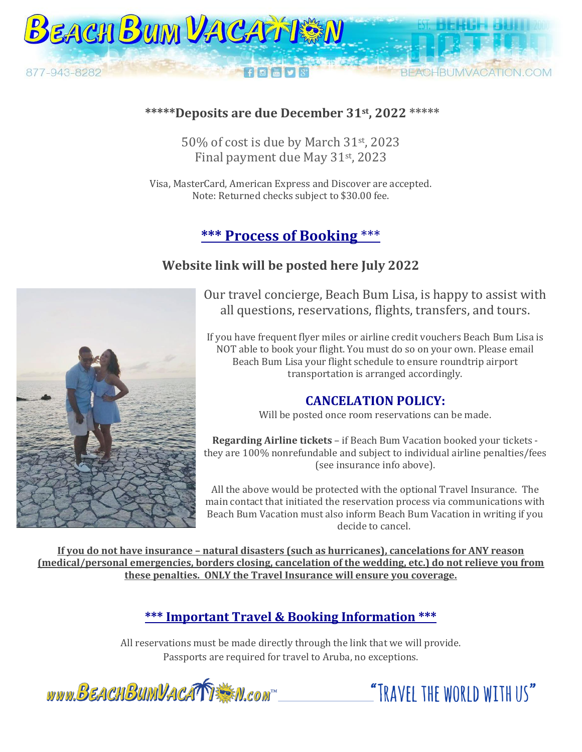**\*\*\*\*\*Deposits are due December 31st, 2022 \*\*\*\*\***

50% of cost is due by March 31st, 2023
Final payment due May 31st, 2023

Visa, MasterCard, American Express and Discover are accepted.
Note: Returned checks subject to $30.00 fee.

## *** Process of Booking ***

### Website link will be posted here July 2022

Our travel concierge, Beach Bum Lisa, is happy to assist with all questions, reservations, flights, transfers, and tours.

If you have frequent flyer miles or airline credit vouchers Beach Bum Lisa is NOT able to book your flight. You must do so on your own. Please email Beach Bum Lisa your flight schedule to ensure roundtrip airport transportation is arranged accordingly.

### CANCELATION POLICY:

Will be posted once room reservations can be made.

**Regarding Airline tickets** – if Beach Bum Vacation booked your tickets - they are 100% nonrefundable and subject to individual airline penalties/fees (see insurance info above).

All the above would be protected with the optional Travel Insurance. The main contact that initiated the reservation process via communications with Beach Bum Vacation must also inform Beach Bum Vacation in writing if you decide to cancel.

**If you do not have insurance – natural disasters (such as hurricanes), cancelations for ANY reason (medical/personal emergencies, borders closing, cancelation of the wedding, etc.) do not relieve you from these penalties. ONLY the Travel Insurance will ensure you coverage.**

## *** Important Travel & Booking Information ***

All reservations must be made directly through the link that we will provide.
Passports are required for travel to Aruba, no exceptions.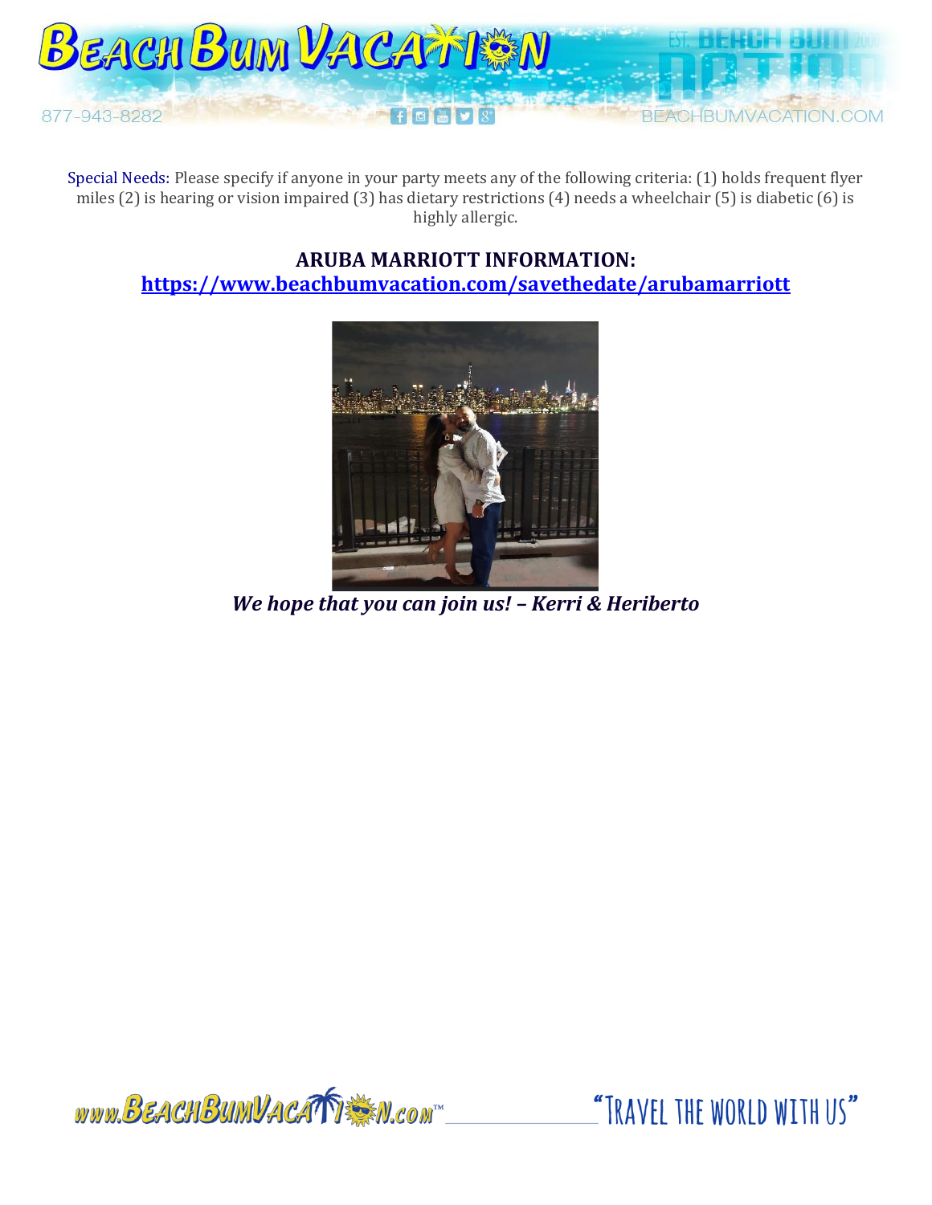Special Needs: Please specify if anyone in your party meets any of the following criteria: (1) holds frequent flyer miles (2) is hearing or vision impaired (3) has dietary restrictions (4) needs a wheelchair (5) is diabetic (6) is highly allergic.

**ARUBA MARRIOTT INFORMATION:**
**https://www.beachbumvacation.com/savethedate/arubamarriott**

***We hope that you can join us! – Kerri & Heriberto***